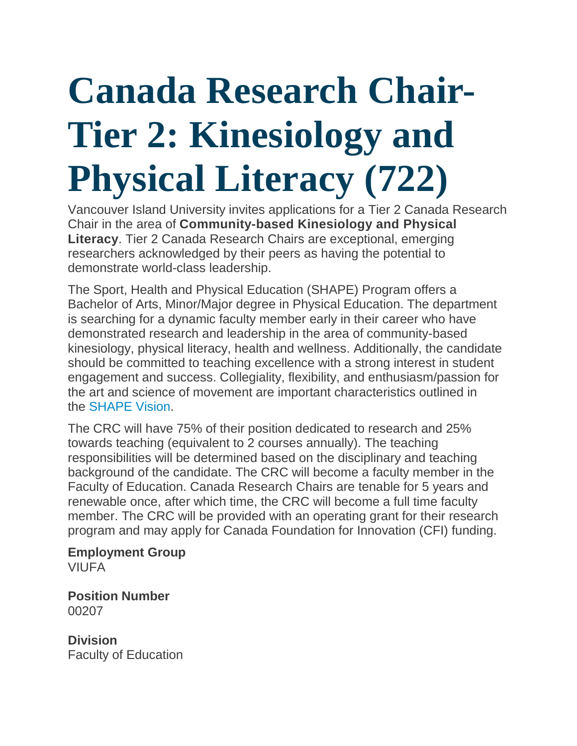# Canada Research Chair-Tier 2: Kinesiology and Physical Literacy (722)

Vancouver Island University invites applications for a Tier 2 Canada Research Chair in the area of **Community-based Kinesiology and Physical Literacy**. Tier 2 Canada Research Chairs are exceptional, emerging researchers acknowledged by their peers as having the potential to demonstrate world-class leadership.

The Sport, Health and Physical Education (SHAPE) Program offers a Bachelor of Arts, Minor/Major degree in Physical Education. The department is searching for a dynamic faculty member early in their career who have demonstrated research and leadership in the area of community-based kinesiology, physical literacy, health and wellness. Additionally, the candidate should be committed to teaching excellence with a strong interest in student engagement and success. Collegiality, flexibility, and enthusiasm/passion for the art and science of movement are important characteristics outlined in the SHAPE Vision.

The CRC will have 75% of their position dedicated to research and 25% towards teaching (equivalent to 2 courses annually). The teaching responsibilities will be determined based on the disciplinary and teaching background of the candidate. The CRC will become a faculty member in the Faculty of Education. Canada Research Chairs are tenable for 5 years and renewable once, after which time, the CRC will become a full time faculty member. The CRC will be provided with an operating grant for their research program and may apply for Canada Foundation for Innovation (CFI) funding.

**Employment Group**
VIUFA

**Position Number**
00207

**Division**
Faculty of Education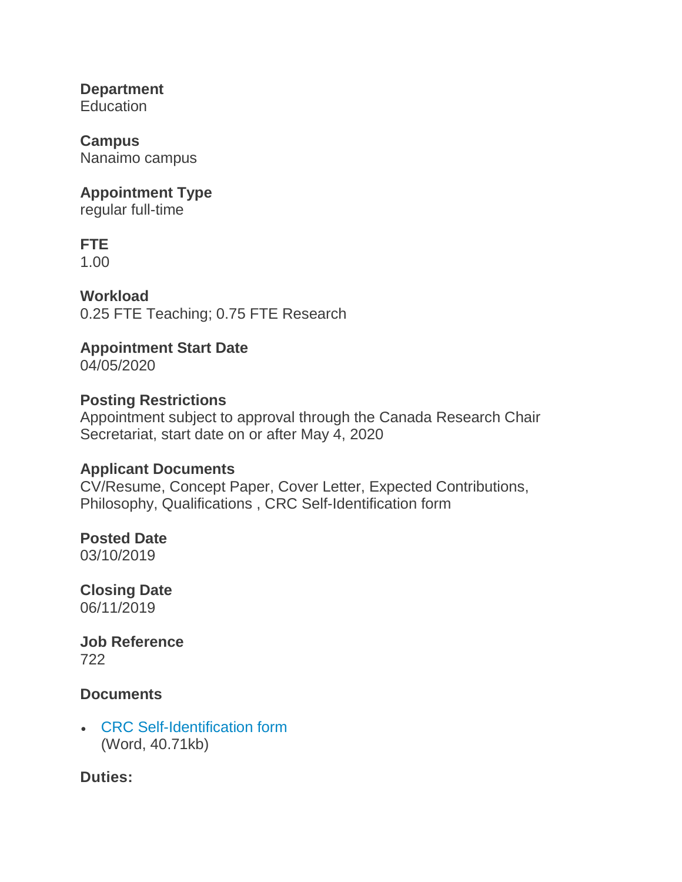**Department**
Education

**Campus**
Nanaimo campus

**Appointment Type**
regular full-time

**FTE**
1.00

**Workload**
0.25 FTE Teaching; 0.75 FTE Research

**Appointment Start Date**
04/05/2020

**Posting Restrictions**
Appointment subject to approval through the Canada Research Chair Secretariat, start date on or after May 4, 2020

**Applicant Documents**
CV/Resume, Concept Paper, Cover Letter, Expected Contributions, Philosophy, Qualifications , CRC Self-Identification form

**Posted Date**
03/10/2019

**Closing Date**
06/11/2019

**Job Reference**
722

**Documents**

- CRC Self-Identification form
  (Word, 40.71kb)

**Duties:**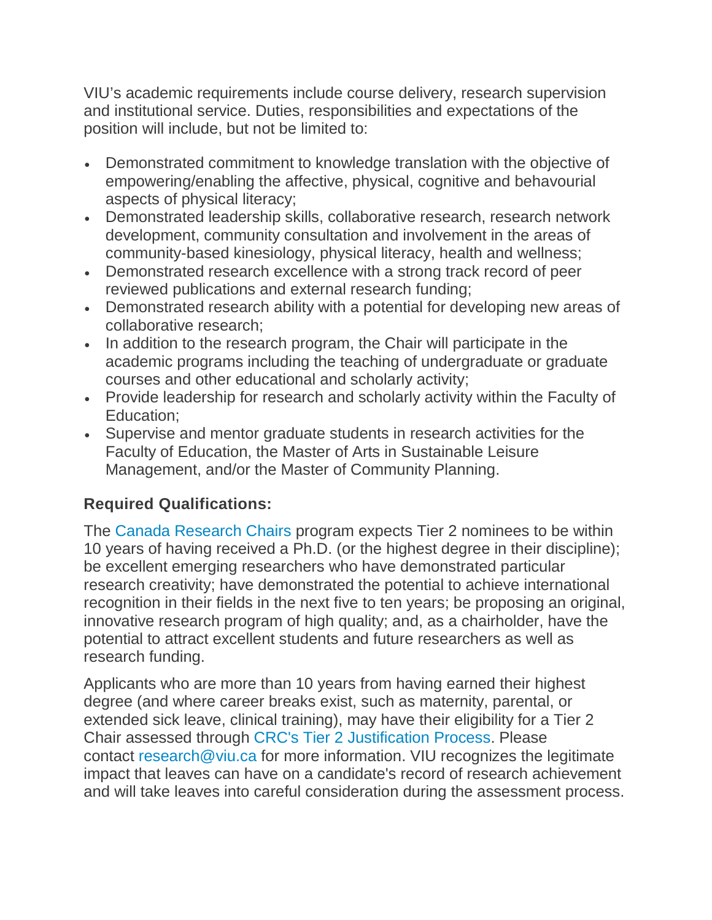VIU's academic requirements include course delivery, research supervision and institutional service. Duties, responsibilities and expectations of the position will include, but not be limited to:

- Demonstrated commitment to knowledge translation with the objective of empowering/enabling the affective, physical, cognitive and behavourial aspects of physical literacy;
- Demonstrated leadership skills, collaborative research, research network development, community consultation and involvement in the areas of community-based kinesiology, physical literacy, health and wellness;
- Demonstrated research excellence with a strong track record of peer reviewed publications and external research funding;
- Demonstrated research ability with a potential for developing new areas of collaborative research;
- In addition to the research program, the Chair will participate in the academic programs including the teaching of undergraduate or graduate courses and other educational and scholarly activity;
- Provide leadership for research and scholarly activity within the Faculty of Education;
- Supervise and mentor graduate students in research activities for the Faculty of Education, the Master of Arts in Sustainable Leisure Management, and/or the Master of Community Planning.

### Required Qualifications:

The Canada Research Chairs program expects Tier 2 nominees to be within 10 years of having received a Ph.D. (or the highest degree in their discipline); be excellent emerging researchers who have demonstrated particular research creativity; have demonstrated the potential to achieve international recognition in their fields in the next five to ten years; be proposing an original, innovative research program of high quality; and, as a chairholder, have the potential to attract excellent students and future researchers as well as research funding.

Applicants who are more than 10 years from having earned their highest degree (and where career breaks exist, such as maternity, parental, or extended sick leave, clinical training), may have their eligibility for a Tier 2 Chair assessed through CRC's Tier 2 Justification Process. Please contact research@viu.ca for more information. VIU recognizes the legitimate impact that leaves can have on a candidate's record of research achievement and will take leaves into careful consideration during the assessment process.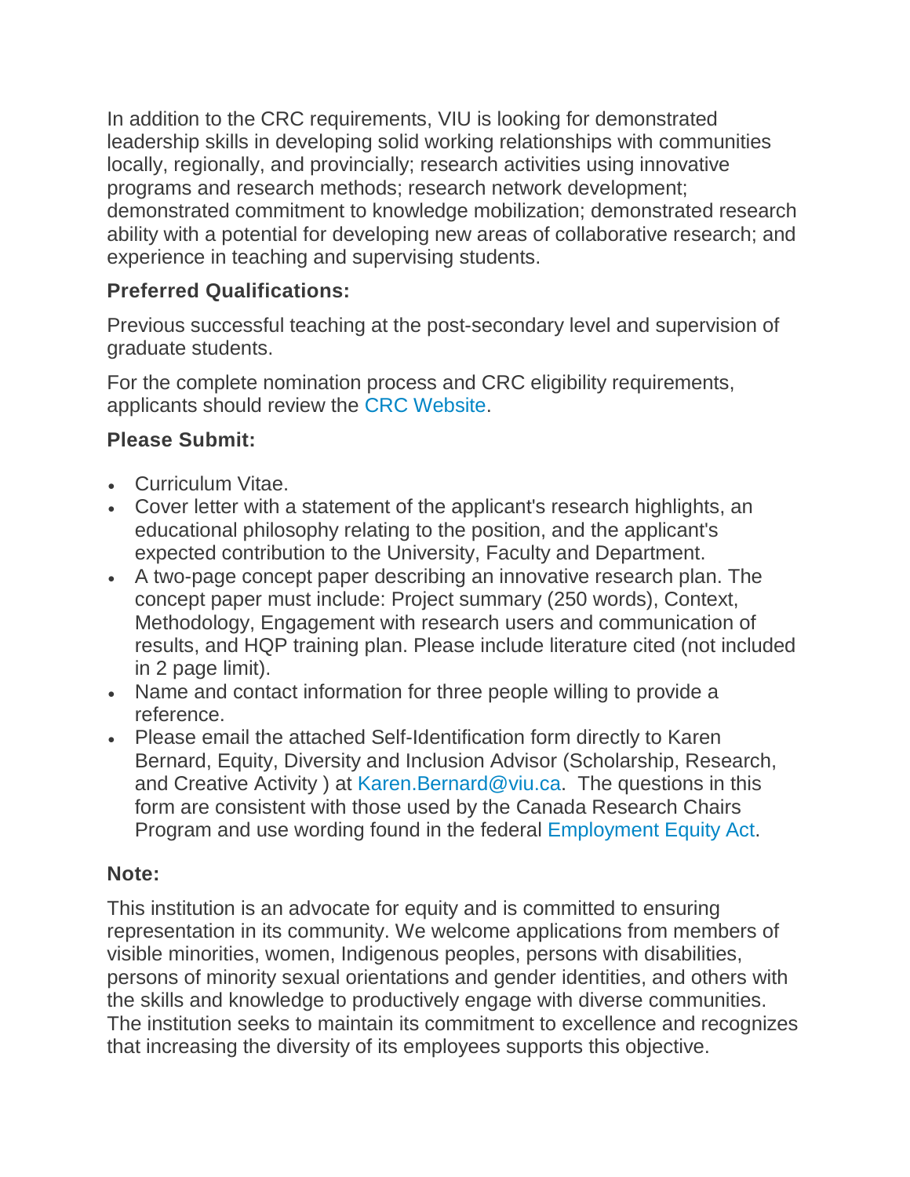In addition to the CRC requirements, VIU is looking for demonstrated leadership skills in developing solid working relationships with communities locally, regionally, and provincially; research activities using innovative programs and research methods; research network development; demonstrated commitment to knowledge mobilization; demonstrated research ability with a potential for developing new areas of collaborative research; and experience in teaching and supervising students.

**Preferred Qualifications:**

Previous successful teaching at the post-secondary level and supervision of graduate students.

For the complete nomination process and CRC eligibility requirements, applicants should review the CRC Website.

**Please Submit:**

- Curriculum Vitae.
- Cover letter with a statement of the applicant's research highlights, an educational philosophy relating to the position, and the applicant's expected contribution to the University, Faculty and Department.
- A two-page concept paper describing an innovative research plan. The concept paper must include: Project summary (250 words), Context, Methodology, Engagement with research users and communication of results, and HQP training plan. Please include literature cited (not included in 2 page limit).
- Name and contact information for three people willing to provide a reference.
- Please email the attached Self-Identification form directly to Karen Bernard, Equity, Diversity and Inclusion Advisor (Scholarship, Research, and Creative Activity ) at Karen.Bernard@viu.ca. The questions in this form are consistent with those used by the Canada Research Chairs Program and use wording found in the federal Employment Equity Act.

**Note:**

This institution is an advocate for equity and is committed to ensuring representation in its community. We welcome applications from members of visible minorities, women, Indigenous peoples, persons with disabilities, persons of minority sexual orientations and gender identities, and others with the skills and knowledge to productively engage with diverse communities. The institution seeks to maintain its commitment to excellence and recognizes that increasing the diversity of its employees supports this objective.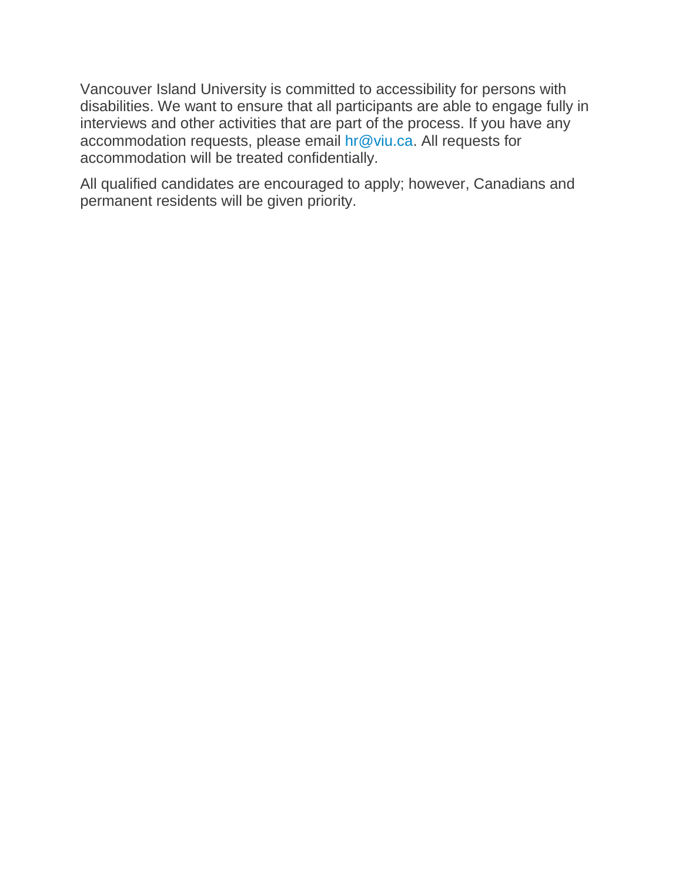Vancouver Island University is committed to accessibility for persons with disabilities. We want to ensure that all participants are able to engage fully in interviews and other activities that are part of the process. If you have any accommodation requests, please email hr@viu.ca. All requests for accommodation will be treated confidentially.

All qualified candidates are encouraged to apply; however, Canadians and permanent residents will be given priority.